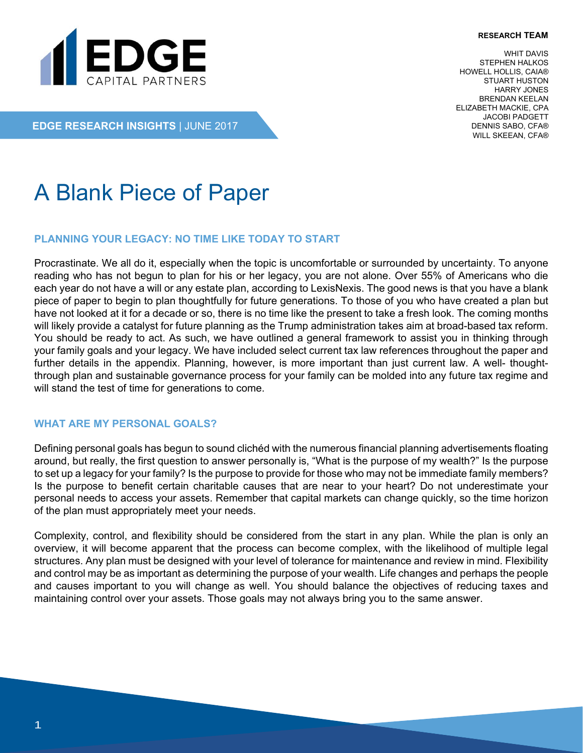**RESEARCH TEAM**

WHIT DAVIS
STEPHEN HALKOS
HOWELL HOLLIS, CAIA®
STUART HUSTON
HARRY JONES
BRENDAN KEELAN
ELIZABETH MACKIE, CPA
JACOBI PADGETT
DENNIS SABO, CFA®
WILL SKEEAN, CFA®

EDGE CAPITAL PARTNERS

**EDGE RESEARCH INSIGHTS** | JUNE 2017

# A Blank Piece of Paper

## PLANNING YOUR LEGACY: NO TIME LIKE TODAY TO START

Procrastinate. We all do it, especially when the topic is uncomfortable or surrounded by uncertainty. To anyone reading who has not begun to plan for his or her legacy, you are not alone. Over 55% of Americans who die each year do not have a will or any estate plan, according to LexisNexis. The good news is that you have a blank piece of paper to begin to plan thoughtfully for future generations. To those of you who have created a plan but have not looked at it for a decade or so, there is no time like the present to take a fresh look. The coming months will likely provide a catalyst for future planning as the Trump administration takes aim at broad-based tax reform. You should be ready to act. As such, we have outlined a general framework to assist you in thinking through your family goals and your legacy. We have included select current tax law references throughout the paper and further details in the appendix. Planning, however, is more important than just current law. A well- thought-through plan and sustainable governance process for your family can be molded into any future tax regime and will stand the test of time for generations to come.

## WHAT ARE MY PERSONAL GOALS?

Defining personal goals has begun to sound clichéd with the numerous financial planning advertisements floating around, but really, the first question to answer personally is, “What is the purpose of my wealth?” Is the purpose to set up a legacy for your family? Is the purpose to provide for those who may not be immediate family members? Is the purpose to benefit certain charitable causes that are near to your heart? Do not underestimate your personal needs to access your assets. Remember that capital markets can change quickly, so the time horizon of the plan must appropriately meet your needs.

Complexity, control, and flexibility should be considered from the start in any plan. While the plan is only an overview, it will become apparent that the process can become complex, with the likelihood of multiple legal structures. Any plan must be designed with your level of tolerance for maintenance and review in mind. Flexibility and control may be as important as determining the purpose of your wealth. Life changes and perhaps the people and causes important to you will change as well. You should balance the objectives of reducing taxes and maintaining control over your assets. Those goals may not always bring you to the same answer.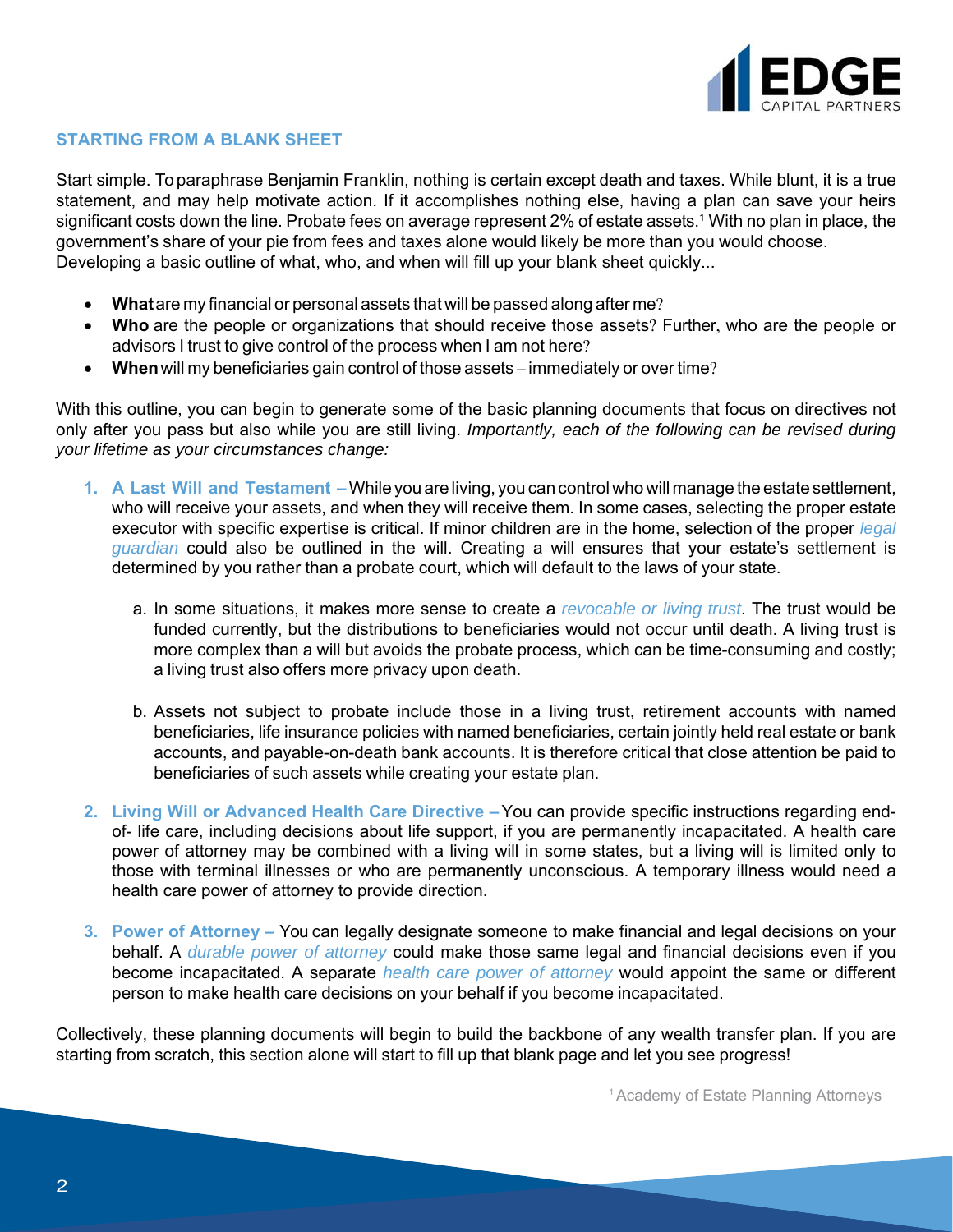## STARTING FROM A BLANK SHEET

Start simple. To paraphrase Benjamin Franklin, nothing is certain except death and taxes. While blunt, it is a true statement, and may help motivate action. If it accomplishes nothing else, having a plan can save your heirs significant costs down the line. Probate fees on average represent 2% of estate assets.[1] With no plan in place, the government's share of your pie from fees and taxes alone would likely be more than you would choose. Developing a basic outline of what, who, and when will fill up your blank sheet quickly...

- **What** are my financial or personal assets that will be passed along after me?
- **Who** are the people or organizations that should receive those assets? Further, who are the people or advisors I trust to give control of the process when I am not here?
- **When** will my beneficiaries gain control of those assets – immediately or over time?

With this outline, you can begin to generate some of the basic planning documents that focus on directives not only after you pass but also while you are still living. *Importantly, each of the following can be revised during your lifetime as your circumstances change:*

1. **A Last Will and Testament –** While you are living, you can control who will manage the estate settlement, who will receive your assets, and when they will receive them. In some cases, selecting the proper estate executor with specific expertise is critical. If minor children are in the home, selection of the proper *legal guardian* could also be outlined in the will. Creating a will ensures that your estate's settlement is determined by you rather than a probate court, which will default to the laws of your state.

    a. In some situations, it makes more sense to create a *revocable or living trust*. The trust would be funded currently, but the distributions to beneficiaries would not occur until death. A living trust is more complex than a will but avoids the probate process, which can be time-consuming and costly; a living trust also offers more privacy upon death.

    b. Assets not subject to probate include those in a living trust, retirement accounts with named beneficiaries, life insurance policies with named beneficiaries, certain jointly held real estate or bank accounts, and payable-on-death bank accounts. It is therefore critical that close attention be paid to beneficiaries of such assets while creating your estate plan.

2. **Living Will or Advanced Health Care Directive –** You can provide specific instructions regarding end-of- life care, including decisions about life support, if you are permanently incapacitated. A health care power of attorney may be combined with a living will in some states, but a living will is limited only to those with terminal illnesses or who are permanently unconscious. A temporary illness would need a health care power of attorney to provide direction.

3. **Power of Attorney –** You can legally designate someone to make financial and legal decisions on your behalf. A *durable power of attorney* could make those same legal and financial decisions even if you become incapacitated. A separate *health care power of attorney* would appoint the same or different person to make health care decisions on your behalf if you become incapacitated.

Collectively, these planning documents will begin to build the backbone of any wealth transfer plan. If you are starting from scratch, this section alone will start to fill up that blank page and let you see progress!

[1] Academy of Estate Planning Attorneys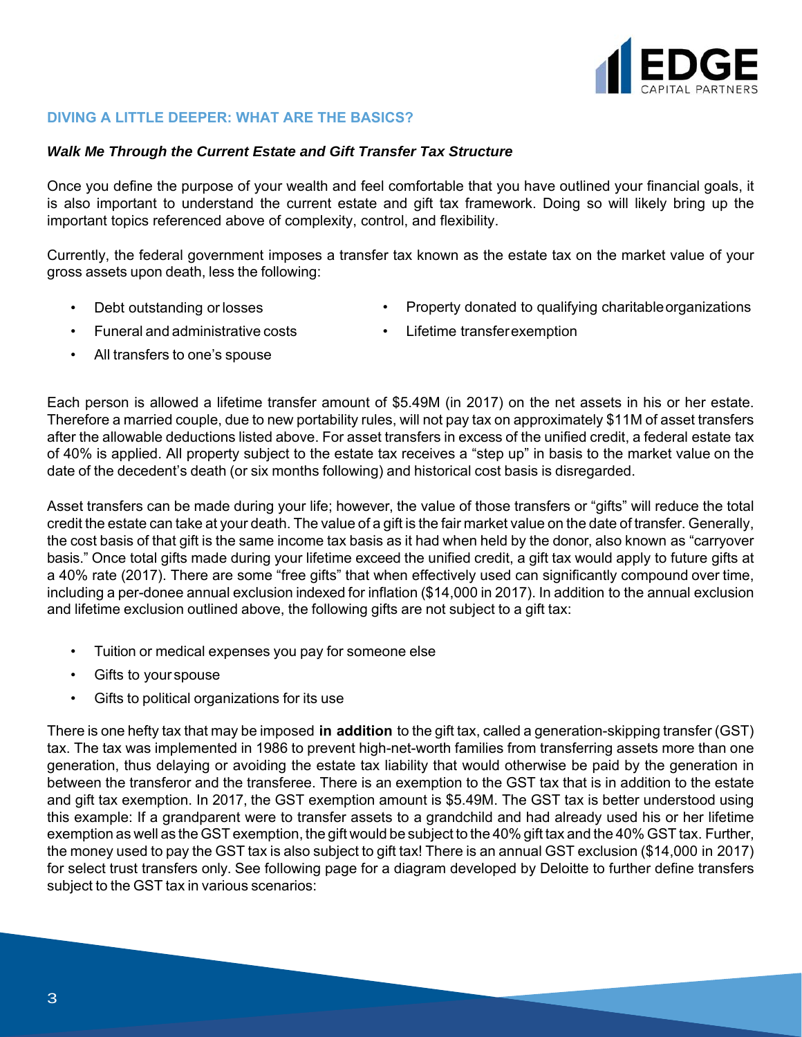## DIVING A LITTLE DEEPER: WHAT ARE THE BASICS?

### *Walk Me Through the Current Estate and Gift Transfer Tax Structure*

Once you define the purpose of your wealth and feel comfortable that you have outlined your financial goals, it is also important to understand the current estate and gift tax framework. Doing so will likely bring up the important topics referenced above of complexity, control, and flexibility.

Currently, the federal government imposes a transfer tax known as the estate tax on the market value of your gross assets upon death, less the following:

- Debt outstanding or losses
- Funeral and administrative costs
- All transfers to one's spouse
- Property donated to qualifying charitable organizations
- Lifetime transfer exemption

Each person is allowed a lifetime transfer amount of $5.49M (in 2017) on the net assets in his or her estate. Therefore a married couple, due to new portability rules, will not pay tax on approximately $11M of asset transfers after the allowable deductions listed above. For asset transfers in excess of the unified credit, a federal estate tax of 40% is applied. All property subject to the estate tax receives a "step up" in basis to the market value on the date of the decedent's death (or six months following) and historical cost basis is disregarded.

Asset transfers can be made during your life; however, the value of those transfers or "gifts" will reduce the total credit the estate can take at your death. The value of a gift is the fair market value on the date of transfer. Generally, the cost basis of that gift is the same income tax basis as it had when held by the donor, also known as "carryover basis." Once total gifts made during your lifetime exceed the unified credit, a gift tax would apply to future gifts at a 40% rate (2017). There are some "free gifts" that when effectively used can significantly compound over time, including a per-donee annual exclusion indexed for inflation ($14,000 in 2017). In addition to the annual exclusion and lifetime exclusion outlined above, the following gifts are not subject to a gift tax:

- Tuition or medical expenses you pay for someone else
- Gifts to your spouse
- Gifts to political organizations for its use

There is one hefty tax that may be imposed **in addition** to the gift tax, called a generation-skipping transfer (GST) tax. The tax was implemented in 1986 to prevent high-net-worth families from transferring assets more than one generation, thus delaying or avoiding the estate tax liability that would otherwise be paid by the generation in between the transferor and the transferee. There is an exemption to the GST tax that is in addition to the estate and gift tax exemption. In 2017, the GST exemption amount is $5.49M. The GST tax is better understood using this example: If a grandparent were to transfer assets to a grandchild and had already used his or her lifetime exemption as well as the GST exemption, the gift would be subject to the 40% gift tax and the 40% GST tax. Further, the money used to pay the GST tax is also subject to gift tax! There is an annual GST exclusion ($14,000 in 2017) for select trust transfers only. See following page for a diagram developed by Deloitte to further define transfers subject to the GST tax in various scenarios: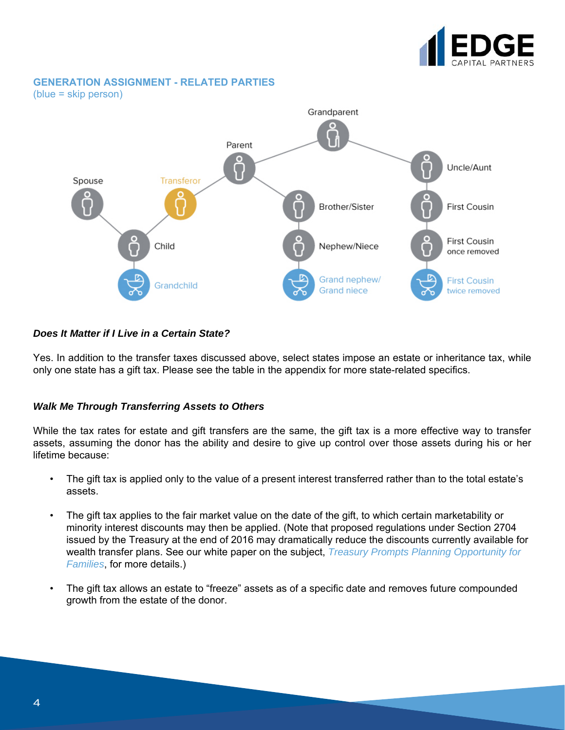## GENERATION ASSIGNMENT - RELATED PARTIES

(blue = skip person)

Grandparent

Parent

Uncle/Aunt

Spouse

Transferor

Brother/Sister

First Cousin

Child

Nephew/Niece

First Cousin once removed

Grandchild

Grand nephew/ Grand niece

First Cousin twice removed

### *Does It Matter if I Live in a Certain State?*

Yes. In addition to the transfer taxes discussed above, select states impose an estate or inheritance tax, while only one state has a gift tax. Please see the table in the appendix for more state-related specifics.

### *Walk Me Through Transferring Assets to Others*

While the tax rates for estate and gift transfers are the same, the gift tax is a more effective way to transfer assets, assuming the donor has the ability and desire to give up control over those assets during his or her lifetime because:

- The gift tax is applied only to the value of a present interest transferred rather than to the total estate's assets.
- The gift tax applies to the fair market value on the date of the gift, to which certain marketability or minority interest discounts may then be applied. (Note that proposed regulations under Section 2704 issued by the Treasury at the end of 2016 may dramatically reduce the discounts currently available for wealth transfer plans. See our white paper on the subject, *Treasury Prompts Planning Opportunity for Families*, for more details.)
- The gift tax allows an estate to "freeze" assets as of a specific date and removes future compounded growth from the estate of the donor.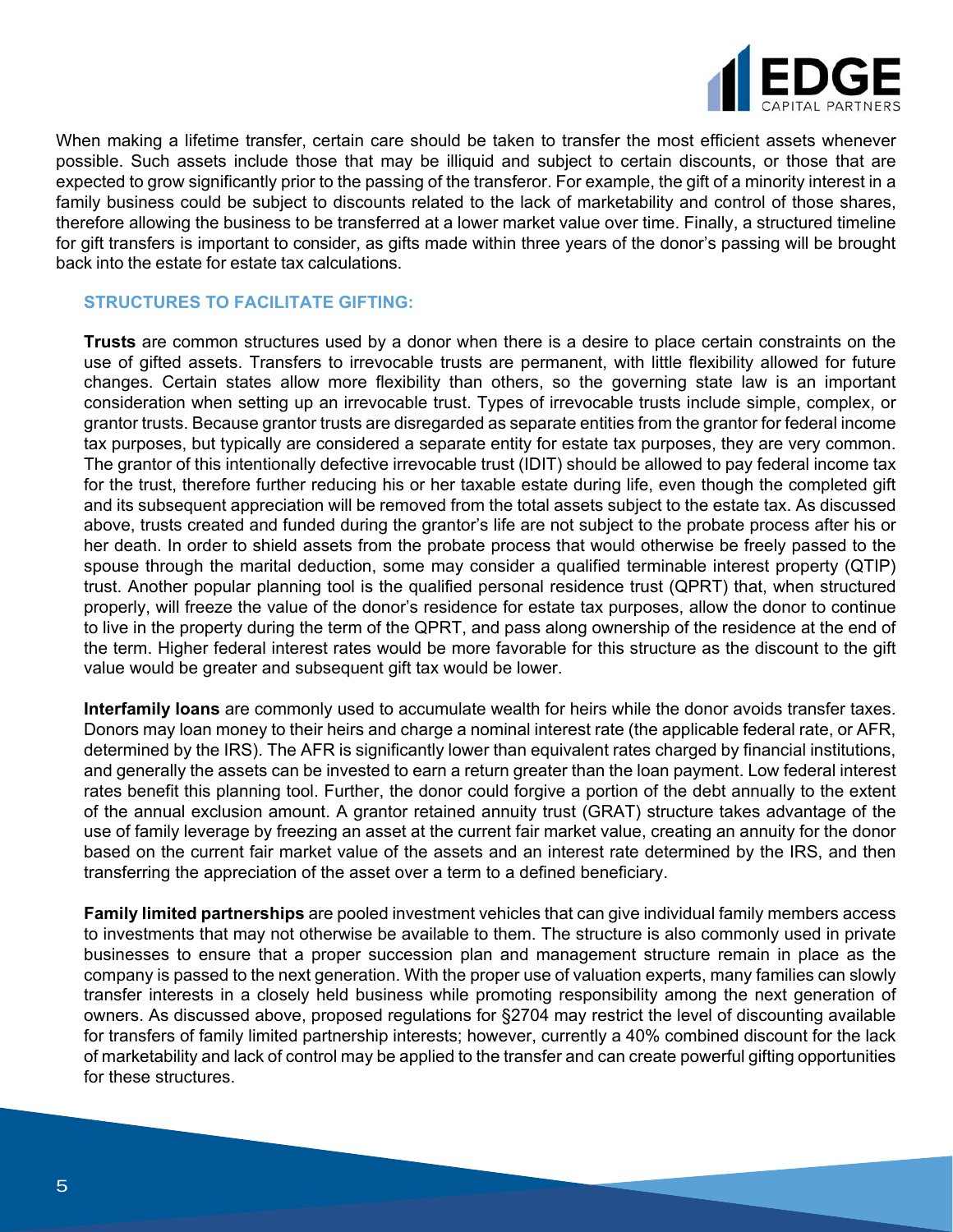When making a lifetime transfer, certain care should be taken to transfer the most efficient assets whenever possible. Such assets include those that may be illiquid and subject to certain discounts, or those that are expected to grow significantly prior to the passing of the transferor. For example, the gift of a minority interest in a family business could be subject to discounts related to the lack of marketability and control of those shares, therefore allowing the business to be transferred at a lower market value over time. Finally, a structured timeline for gift transfers is important to consider, as gifts made within three years of the donor's passing will be brought back into the estate for estate tax calculations.

### STRUCTURES TO FACILITATE GIFTING:

**Trusts** are common structures used by a donor when there is a desire to place certain constraints on the use of gifted assets. Transfers to irrevocable trusts are permanent, with little flexibility allowed for future changes. Certain states allow more flexibility than others, so the governing state law is an important consideration when setting up an irrevocable trust. Types of irrevocable trusts include simple, complex, or grantor trusts. Because grantor trusts are disregarded as separate entities from the grantor for federal income tax purposes, but typically are considered a separate entity for estate tax purposes, they are very common. The grantor of this intentionally defective irrevocable trust (IDIT) should be allowed to pay federal income tax for the trust, therefore further reducing his or her taxable estate during life, even though the completed gift and its subsequent appreciation will be removed from the total assets subject to the estate tax. As discussed above, trusts created and funded during the grantor's life are not subject to the probate process after his or her death. In order to shield assets from the probate process that would otherwise be freely passed to the spouse through the marital deduction, some may consider a qualified terminable interest property (QTIP) trust. Another popular planning tool is the qualified personal residence trust (QPRT) that, when structured properly, will freeze the value of the donor's residence for estate tax purposes, allow the donor to continue to live in the property during the term of the QPRT, and pass along ownership of the residence at the end of the term. Higher federal interest rates would be more favorable for this structure as the discount to the gift value would be greater and subsequent gift tax would be lower.

**Interfamily loans** are commonly used to accumulate wealth for heirs while the donor avoids transfer taxes. Donors may loan money to their heirs and charge a nominal interest rate (the applicable federal rate, or AFR, determined by the IRS). The AFR is significantly lower than equivalent rates charged by financial institutions, and generally the assets can be invested to earn a return greater than the loan payment. Low federal interest rates benefit this planning tool. Further, the donor could forgive a portion of the debt annually to the extent of the annual exclusion amount. A grantor retained annuity trust (GRAT) structure takes advantage of the use of family leverage by freezing an asset at the current fair market value, creating an annuity for the donor based on the current fair market value of the assets and an interest rate determined by the IRS, and then transferring the appreciation of the asset over a term to a defined beneficiary.

**Family limited partnerships** are pooled investment vehicles that can give individual family members access to investments that may not otherwise be available to them. The structure is also commonly used in private businesses to ensure that a proper succession plan and management structure remain in place as the company is passed to the next generation. With the proper use of valuation experts, many families can slowly transfer interests in a closely held business while promoting responsibility among the next generation of owners. As discussed above, proposed regulations for §2704 may restrict the level of discounting available for transfers of family limited partnership interests; however, currently a 40% combined discount for the lack of marketability and lack of control may be applied to the transfer and can create powerful gifting opportunities for these structures.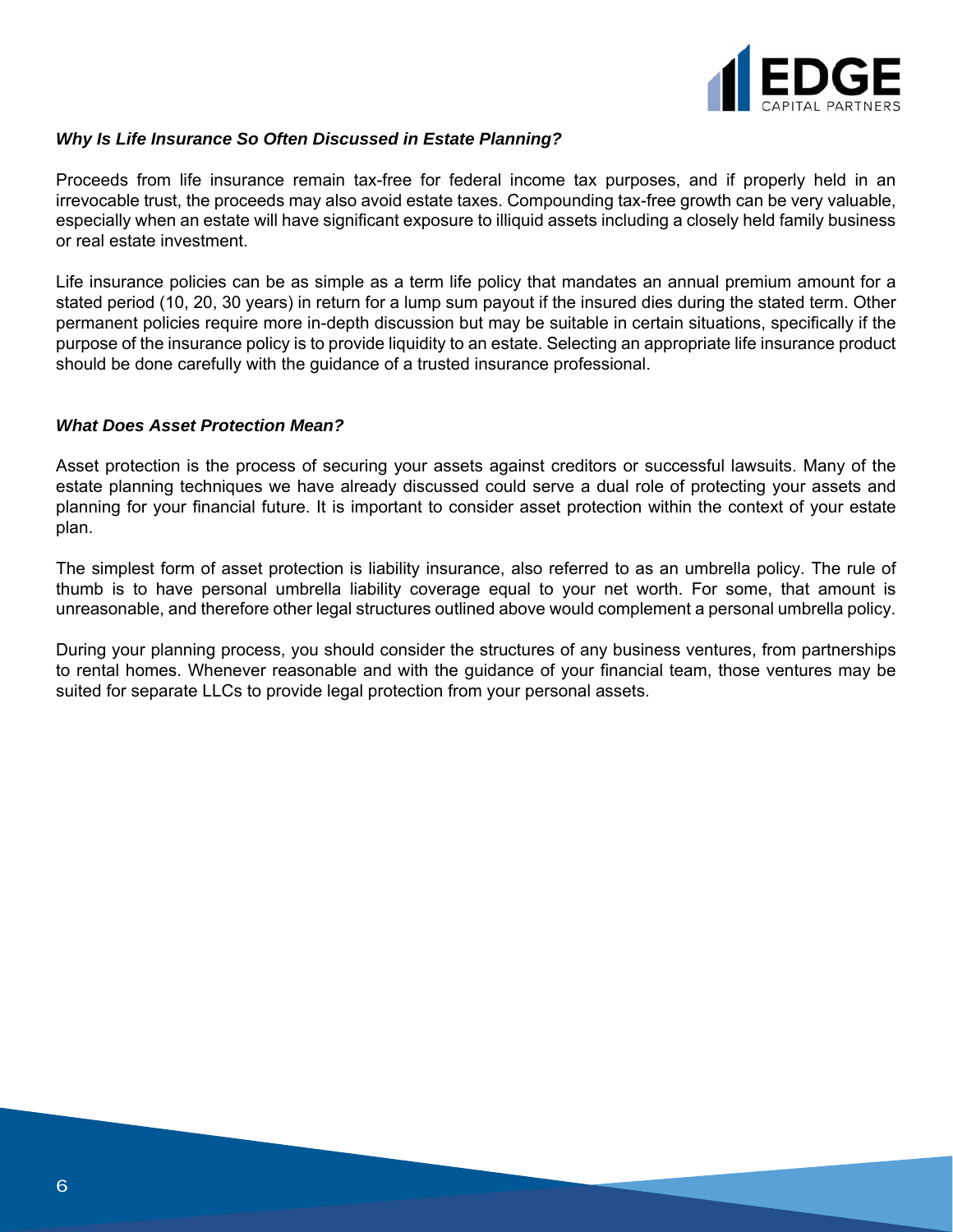### *Why Is Life Insurance So Often Discussed in Estate Planning?*

Proceeds from life insurance remain tax-free for federal income tax purposes, and if properly held in an irrevocable trust, the proceeds may also avoid estate taxes. Compounding tax-free growth can be very valuable, especially when an estate will have significant exposure to illiquid assets including a closely held family business or real estate investment.

Life insurance policies can be as simple as a term life policy that mandates an annual premium amount for a stated period (10, 20, 30 years) in return for a lump sum payout if the insured dies during the stated term. Other permanent policies require more in-depth discussion but may be suitable in certain situations, specifically if the purpose of the insurance policy is to provide liquidity to an estate. Selecting an appropriate life insurance product should be done carefully with the guidance of a trusted insurance professional.

### *What Does Asset Protection Mean?*

Asset protection is the process of securing your assets against creditors or successful lawsuits. Many of the estate planning techniques we have already discussed could serve a dual role of protecting your assets and planning for your financial future. It is important to consider asset protection within the context of your estate plan.

The simplest form of asset protection is liability insurance, also referred to as an umbrella policy. The rule of thumb is to have personal umbrella liability coverage equal to your net worth. For some, that amount is unreasonable, and therefore other legal structures outlined above would complement a personal umbrella policy.

During your planning process, you should consider the structures of any business ventures, from partnerships to rental homes. Whenever reasonable and with the guidance of your financial team, those ventures may be suited for separate LLCs to provide legal protection from your personal assets.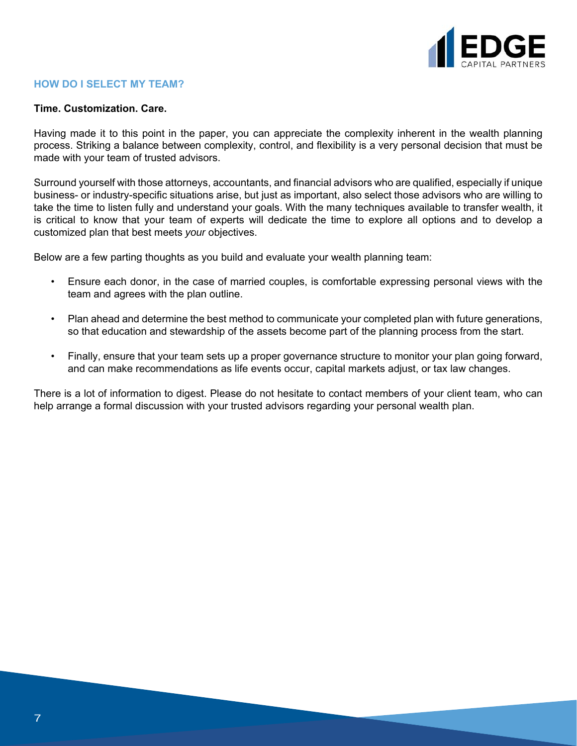## HOW DO I SELECT MY TEAM?

**Time. Customization. Care.**

Having made it to this point in the paper, you can appreciate the complexity inherent in the wealth planning process. Striking a balance between complexity, control, and flexibility is a very personal decision that must be made with your team of trusted advisors.

Surround yourself with those attorneys, accountants, and financial advisors who are qualified, especially if unique business- or industry-specific situations arise, but just as important, also select those advisors who are willing to take the time to listen fully and understand your goals. With the many techniques available to transfer wealth, it is critical to know that your team of experts will dedicate the time to explore all options and to develop a customized plan that best meets *your* objectives.

Below are a few parting thoughts as you build and evaluate your wealth planning team:

- Ensure each donor, in the case of married couples, is comfortable expressing personal views with the team and agrees with the plan outline.
- Plan ahead and determine the best method to communicate your completed plan with future generations, so that education and stewardship of the assets become part of the planning process from the start.
- Finally, ensure that your team sets up a proper governance structure to monitor your plan going forward, and can make recommendations as life events occur, capital markets adjust, or tax law changes.

There is a lot of information to digest. Please do not hesitate to contact members of your client team, who can help arrange a formal discussion with your trusted advisors regarding your personal wealth plan.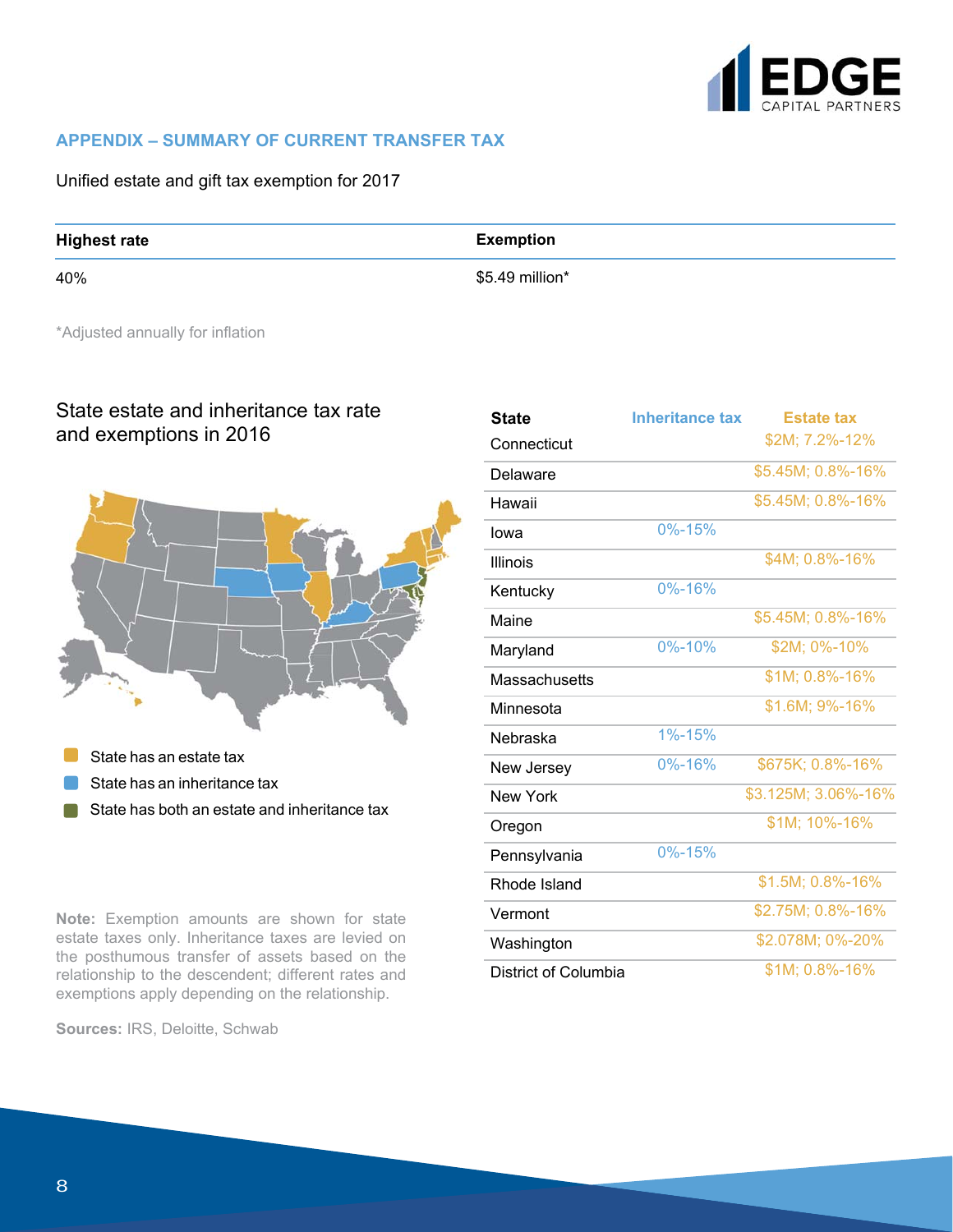## APPENDIX – SUMMARY OF CURRENT TRANSFER TAX

Unified estate and gift tax exemption for 2017

| Highest rate | Exemption |
|---|---|
| 40% | $5.49 million* |

*Adjusted annually for inflation

### State estate and inheritance tax rate and exemptions in 2016

- State has an estate tax
- State has an inheritance tax
- State has both an estate and inheritance tax

| State | Inheritance tax | Estate tax |
|---|---|---|
| Connecticut | | $2M; 7.2%-12% |
| Delaware | | $5.45M; 0.8%-16% |
| Hawaii | | $5.45M; 0.8%-16% |
| Iowa | 0%-15% | |
| Illinois | | $4M; 0.8%-16% |
| Kentucky | 0%-16% | |
| Maine | | $5.45M; 0.8%-16% |
| Maryland | 0%-10% | $2M; 0%-10% |
| Massachusetts | | $1M; 0.8%-16% |
| Minnesota | | $1.6M; 9%-16% |
| Nebraska | 1%-15% | |
| New Jersey | 0%-16% | $675K; 0.8%-16% |
| New York | | $3.125M; 3.06%-16% |
| Oregon | | $1M; 10%-16% |
| Pennsylvania | 0%-15% | |
| Rhode Island | | $1.5M; 0.8%-16% |
| Vermont | | $2.75M; 0.8%-16% |
| Washington | | $2.078M; 0%-20% |
| District of Columbia | | $1M; 0.8%-16% |

**Note:** Exemption amounts are shown for state estate taxes only. Inheritance taxes are levied on the posthumous transfer of assets based on the relationship to the descendent; different rates and exemptions apply depending on the relationship.

**Sources:** IRS, Deloitte, Schwab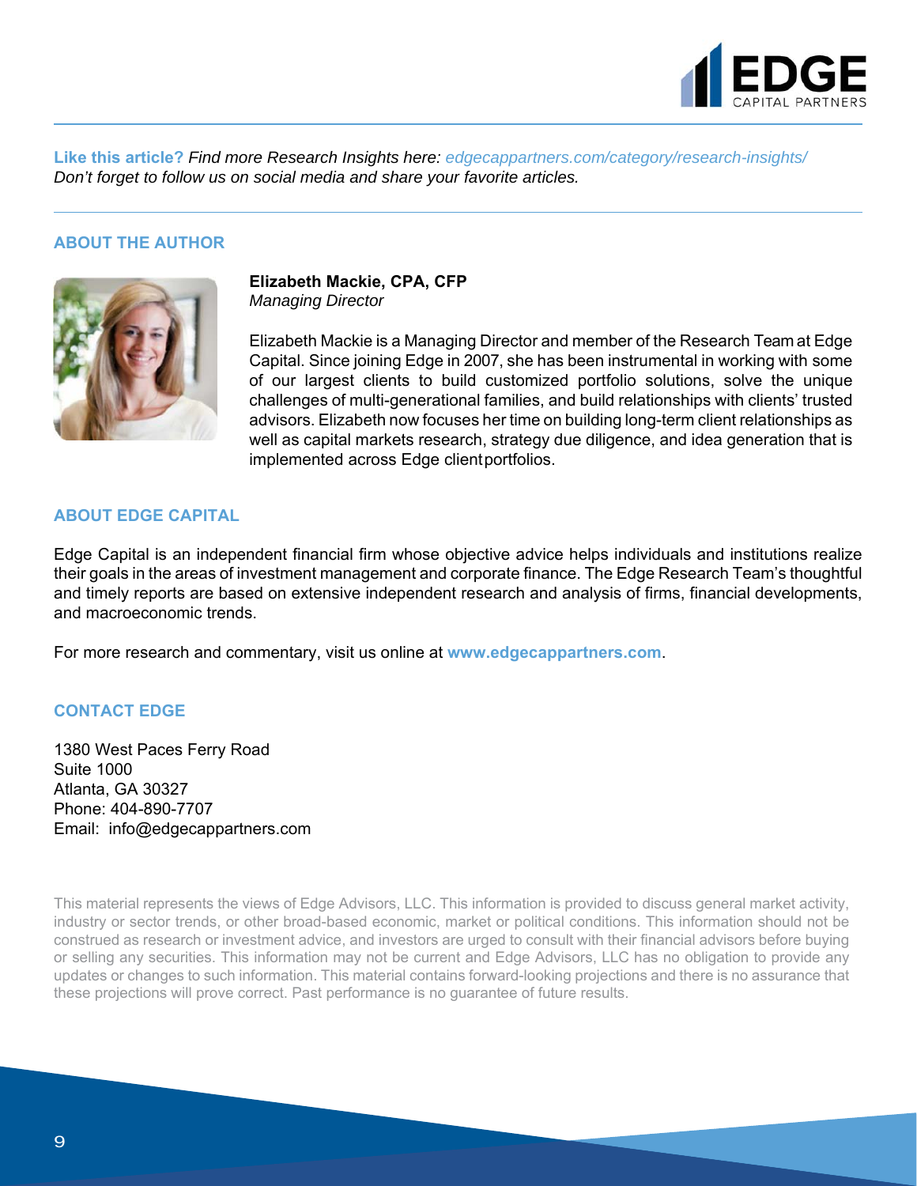**Like this article?** *Find more Research Insights here: edgecappartners.com/category/research-insights/*
*Don't forget to follow us on social media and share your favorite articles.*

## ABOUT THE AUTHOR

**Elizabeth Mackie, CPA, CFP**
*Managing Director*

Elizabeth Mackie is a Managing Director and member of the Research Team at Edge Capital. Since joining Edge in 2007, she has been instrumental in working with some of our largest clients to build customized portfolio solutions, solve the unique challenges of multi-generational families, and build relationships with clients' trusted advisors. Elizabeth now focuses her time on building long-term client relationships as well as capital markets research, strategy due diligence, and idea generation that is implemented across Edge client portfolios.

## ABOUT EDGE CAPITAL

Edge Capital is an independent financial firm whose objective advice helps individuals and institutions realize their goals in the areas of investment management and corporate finance. The Edge Research Team's thoughtful and timely reports are based on extensive independent research and analysis of firms, financial developments, and macroeconomic trends.

For more research and commentary, visit us online at **www.edgecappartners.com**.

## CONTACT EDGE

1380 West Paces Ferry Road
Suite 1000
Atlanta, GA 30327
Phone: 404-890-7707
Email: info@edgecappartners.com

This material represents the views of Edge Advisors, LLC. This information is provided to discuss general market activity, industry or sector trends, or other broad-based economic, market or political conditions. This information should not be construed as research or investment advice, and investors are urged to consult with their financial advisors before buying or selling any securities. This information may not be current and Edge Advisors, LLC has no obligation to provide any updates or changes to such information. This material contains forward-looking projections and there is no assurance that these projections will prove correct. Past performance is no guarantee of future results.